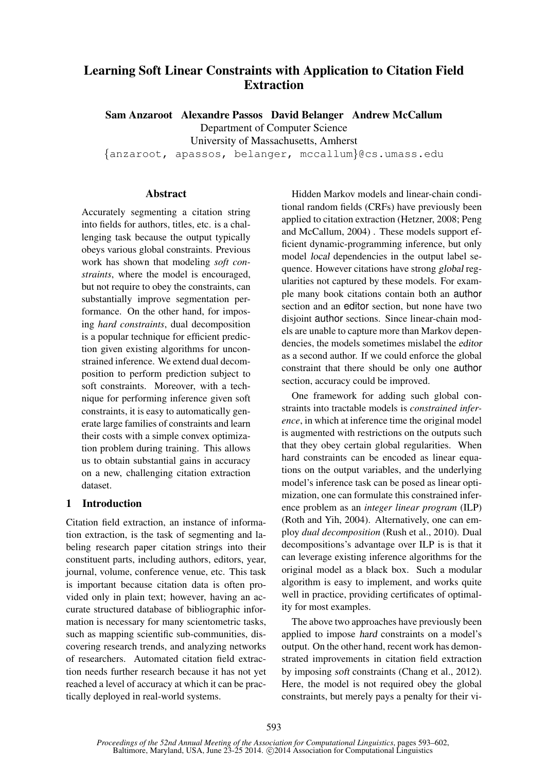# Learning Soft Linear Constraints with Application to Citation Field Extraction

**Sam Anzaroot   Alexandre Passos   David Belanger   Andrew McCallum**

Department of Computer Science
University of Massachusetts, Amherst
{anzaroot, apassos, belanger, mccallum}@cs.umass.edu

## Abstract

Accurately segmenting a citation string into fields for authors, titles, etc. is a challenging task because the output typically obeys various global constraints. Previous work has shown that modeling *soft constraints*, where the model is encouraged, but not require to obey the constraints, can substantially improve segmentation performance. On the other hand, for imposing *hard constraints*, dual decomposition is a popular technique for efficient prediction given existing algorithms for unconstrained inference. We extend dual decomposition to perform prediction subject to soft constraints. Moreover, with a technique for performing inference given soft constraints, it is easy to automatically generate large families of constraints and learn their costs with a simple convex optimization problem during training. This allows us to obtain substantial gains in accuracy on a new, challenging citation extraction dataset.

## 1 Introduction

Citation field extraction, an instance of information extraction, is the task of segmenting and labeling research paper citation strings into their constituent parts, including authors, editors, year, journal, volume, conference venue, etc. This task is important because citation data is often provided only in plain text; however, having an accurate structured database of bibliographic information is necessary for many scientometric tasks, such as mapping scientific sub-communities, discovering research trends, and analyzing networks of researchers. Automated citation field extraction needs further research because it has not yet reached a level of accuracy at which it can be practically deployed in real-world systems.

Hidden Markov models and linear-chain conditional random fields (CRFs) have previously been applied to citation extraction (Hetzner, 2008; Peng and McCallum, 2004) . These models support efficient dynamic-programming inference, but only model *local* dependencies in the output label sequence. However citations have strong *global* regularities not captured by these models. For example many book citations contain both an author section and an editor section, but none have two disjoint author sections. Since linear-chain models are unable to capture more than Markov dependencies, the models sometimes mislabel the *editor* as a second author. If we could enforce the global constraint that there should be only one author section, accuracy could be improved.

One framework for adding such global constraints into tractable models is *constrained inference*, in which at inference time the original model is augmented with restrictions on the outputs such that they obey certain global regularities. When hard constraints can be encoded as linear equations on the output variables, and the underlying model's inference task can be posed as linear optimization, one can formulate this constrained inference problem as an *integer linear program* (ILP) (Roth and Yih, 2004). Alternatively, one can employ *dual decomposition* (Rush et al., 2010). Dual decompositions's advantage over ILP is is that it can leverage existing inference algorithms for the original model as a black box. Such a modular algorithm is easy to implement, and works quite well in practice, providing certificates of optimality for most examples.

The above two approaches have previously been applied to impose *hard* constraints on a model's output. On the other hand, recent work has demonstrated improvements in citation field extraction by imposing *soft* constraints (Chang et al., 2012). Here, the model is not required obey the global constraints, but merely pays a penalty for their vi-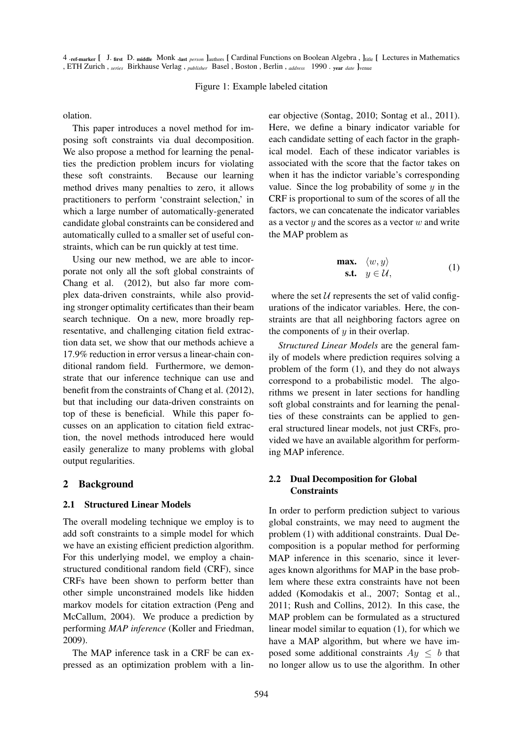4 ref-marker [ J. first D. middle Monk last person ]authors [ Cardinal Functions on Boolean Algebra , ]title [ Lectures in Mathematics , ETH Zurich , series Birkhause Verlag , publisher Basel , Boston , Berlin , address 1990 . year date ]venue

Figure 1: Example labeled citation

olation.

This paper introduces a novel method for imposing soft constraints via dual decomposition. We also propose a method for learning the penalties the prediction problem incurs for violating these soft constraints. Because our learning method drives many penalties to zero, it allows practitioners to perform 'constraint selection,' in which a large number of automatically-generated candidate global constraints can be considered and automatically culled to a smaller set of useful constraints, which can be run quickly at test time.

Using our new method, we are able to incorporate not only all the soft global constraints of Chang et al. (2012), but also far more complex data-driven constraints, while also providing stronger optimality certificates than their beam search technique. On a new, more broadly representative, and challenging citation field extraction data set, we show that our methods achieve a 17.9% reduction in error versus a linear-chain conditional random field. Furthermore, we demonstrate that our inference technique can use and benefit from the constraints of Chang et al. (2012), but that including our data-driven constraints on top of these is beneficial. While this paper focusses on an application to citation field extraction, the novel methods introduced here would easily generalize to many problems with global output regularities.

## 2 Background

### 2.1 Structured Linear Models

The overall modeling technique we employ is to add soft constraints to a simple model for which we have an existing efficient prediction algorithm. For this underlying model, we employ a chain-structured conditional random field (CRF), since CRFs have been shown to perform better than other simple unconstrained models like hidden markov models for citation extraction (Peng and McCallum, 2004). We produce a prediction by performing *MAP inference* (Koller and Friedman, 2009).

The MAP inference task in a CRF be can expressed as an optimization problem with a linear objective (Sontag, 2010; Sontag et al., 2011). Here, we define a binary indicator variable for each candidate setting of each factor in the graphical model. Each of these indicator variables is associated with the score that the factor takes on when it has the indictor variable's corresponding value. Since the log probability of some $y$ in the CRF is proportional to sum of the scores of all the factors, we can concatenate the indicator variables as a vector $y$ and the scores as a vector $w$ and write the MAP problem as

$$\begin{aligned} \textbf{max.} \quad & \langle w, y \rangle \\ \textbf{s.t.} \quad & y \in \mathcal{U}, \end{aligned} \tag{1}$$

where the set $\mathcal{U}$ represents the set of valid configurations of the indicator variables. Here, the constraints are that all neighboring factors agree on the components of $y$ in their overlap.

*Structured Linear Models* are the general family of models where prediction requires solving a problem of the form (1), and they do not always correspond to a probabilistic model. The algorithms we present in later sections for handling soft global constraints and for learning the penalties of these constraints can be applied to general structured linear models, not just CRFs, provided we have an available algorithm for performing MAP inference.

### 2.2 Dual Decomposition for Global Constraints

In order to perform prediction subject to various global constraints, we may need to augment the problem (1) with additional constraints. Dual Decomposition is a popular method for performing MAP inference in this scenario, since it leverages known algorithms for MAP in the base problem where these extra constraints have not been added (Komodakis et al., 2007; Sontag et al., 2011; Rush and Collins, 2012). In this case, the MAP problem can be formulated as a structured linear model similar to equation (1), for which we have a MAP algorithm, but where we have imposed some additional constraints $Ay \leq b$ that no longer allow us to use the algorithm. In other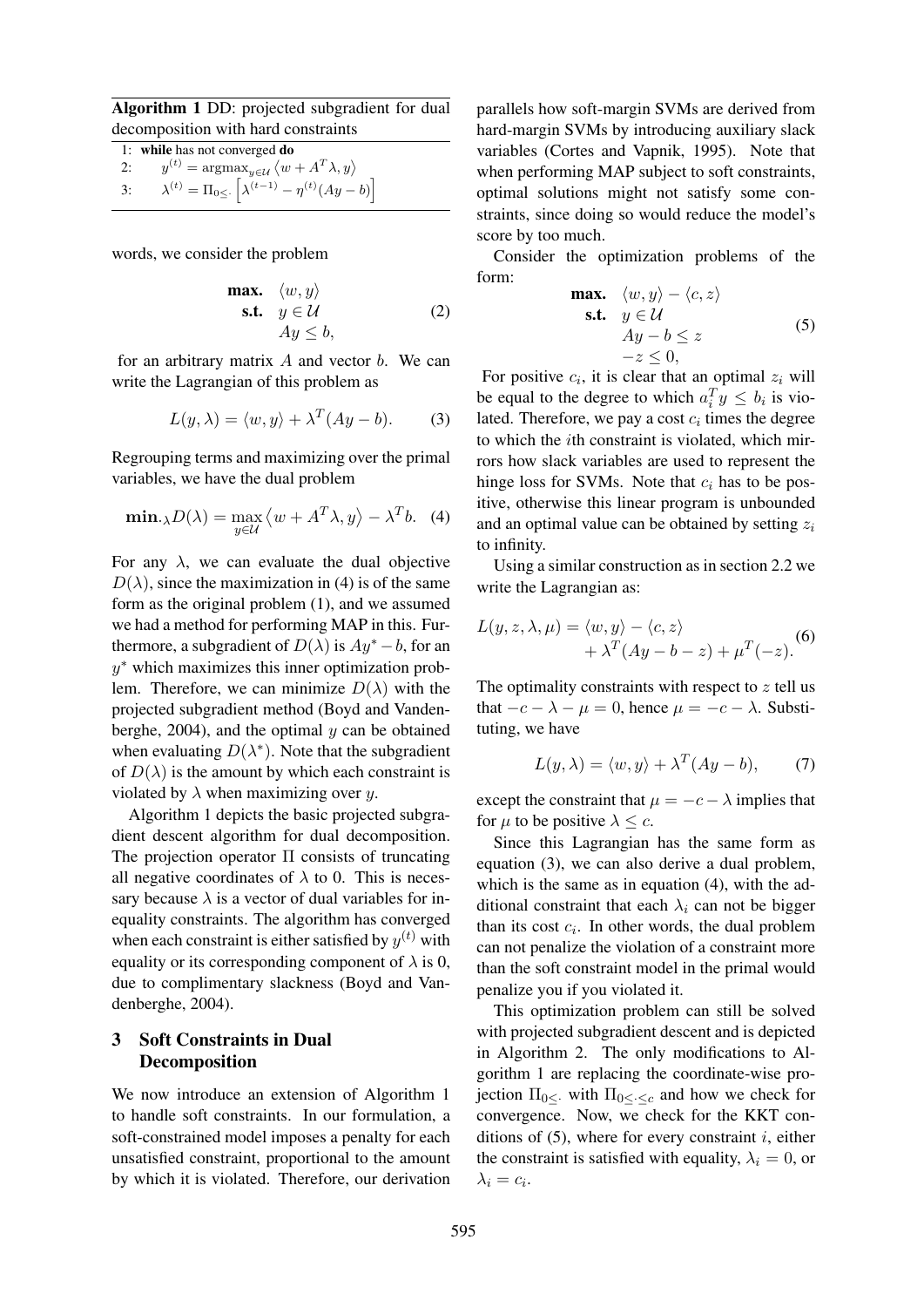**Algorithm 1** DD: projected subgradient for dual decomposition with hard constraints

```
1: while has not converged do
2:     y^(t) = argmax_{y∈U} ⟨w + A^T λ, y⟩
3:     λ^(t) = Π_{0≤·} [λ^(t−1) − η^(t)(Ay − b)]
```

words, we consider the problem

$$
\begin{aligned}
\textbf{max.} \quad & \langle w, y \rangle \\
\textbf{s.t.} \quad & y \in \mathcal{U} \\
& Ay \leq b,
\end{aligned} \tag{2}
$$

for an arbitrary matrix $A$ and vector $b$. We can write the Lagrangian of this problem as

$$
L(y, \lambda) = \langle w, y \rangle + \lambda^T (Ay - b). \tag{3}
$$

Regrouping terms and maximizing over the primal variables, we have the dual problem

$$
\textbf{min.}_{\lambda} D(\lambda) = \max_{y \in \mathcal{U}} \langle w + A^T \lambda, y \rangle - \lambda^T b. \tag{4}
$$

For any $\lambda$, we can evaluate the dual objective $D(\lambda)$, since the maximization in (4) is of the same form as the original problem (1), and we assumed we had a method for performing MAP in this. Furthermore, a subgradient of $D(\lambda)$ is $Ay^* - b$, for an $y^*$ which maximizes this inner optimization problem. Therefore, we can minimize $D(\lambda)$ with the projected subgradient method (Boyd and Vandenberghe, 2004), and the optimal $y$ can be obtained when evaluating $D(\lambda^*)$. Note that the subgradient of $D(\lambda)$ is the amount by which each constraint is violated by $\lambda$ when maximizing over $y$.

Algorithm 1 depicts the basic projected subgradient descent algorithm for dual decomposition. The projection operator $\Pi$ consists of truncating all negative coordinates of $\lambda$ to 0. This is necessary because $\lambda$ is a vector of dual variables for inequality constraints. The algorithm has converged when each constraint is either satisfied by $y^{(t)}$ with equality or its corresponding component of $\lambda$ is 0, due to complimentary slackness (Boyd and Vandenberghe, 2004).

## 3 Soft Constraints in Dual Decomposition

We now introduce an extension of Algorithm 1 to handle soft constraints. In our formulation, a soft-constrained model imposes a penalty for each unsatisfied constraint, proportional to the amount by which it is violated. Therefore, our derivation parallels how soft-margin SVMs are derived from hard-margin SVMs by introducing auxiliary slack variables (Cortes and Vapnik, 1995). Note that when performing MAP subject to soft constraints, optimal solutions might not satisfy some constraints, since doing so would reduce the model's score by too much.

Consider the optimization problems of the form:

$$
\begin{aligned}
\textbf{max.} \quad & \langle w, y \rangle - \langle c, z \rangle \\
\textbf{s.t.} \quad & y \in \mathcal{U} \\
& Ay - b \leq z \\
& -z \leq 0,
\end{aligned} \tag{5}
$$

For positive $c_i$, it is clear that an optimal $z_i$ will be equal to the degree to which $a_i^T y \leq b_i$ is violated. Therefore, we pay a cost $c_i$ times the degree to which the $i$th constraint is violated, which mirrors how slack variables are used to represent the hinge loss for SVMs. Note that $c_i$ has to be positive, otherwise this linear program is unbounded and an optimal value can be obtained by setting $z_i$ to infinity.

Using a similar construction as in section 2.2 we write the Lagrangian as:

$$
\begin{aligned}
L(y, z, \lambda, \mu) = & \langle w, y \rangle - \langle c, z \rangle \\
& + \lambda^T (Ay - b - z) + \mu^T (-z).
\end{aligned} \tag{6}
$$

The optimality constraints with respect to $z$ tell us that $-c - \lambda - \mu = 0$, hence $\mu = -c - \lambda$. Substituting, we have

$$
L(y, \lambda) = \langle w, y \rangle + \lambda^T (Ay - b), \tag{7}
$$

except the constraint that $\mu = -c - \lambda$ implies that for $\mu$ to be positive $\lambda \leq c$.

Since this Lagrangian has the same form as equation (3), we can also derive a dual problem, which is the same as in equation (4), with the additional constraint that each $\lambda_i$ can not be bigger than its cost $c_i$. In other words, the dual problem can not penalize the violation of a constraint more than the soft constraint model in the primal would penalize you if you violated it.

This optimization problem can still be solved with projected subgradient descent and is depicted in Algorithm 2. The only modifications to Algorithm 1 are replacing the coordinate-wise projection $\Pi_{0 \leq \cdot}$ with $\Pi_{0 \leq \cdot \leq c}$ and how we check for convergence. Now, we check for the KKT conditions of (5), where for every constraint $i$, either the constraint is satisfied with equality, $\lambda_i = 0$, or $\lambda_i = c_i$.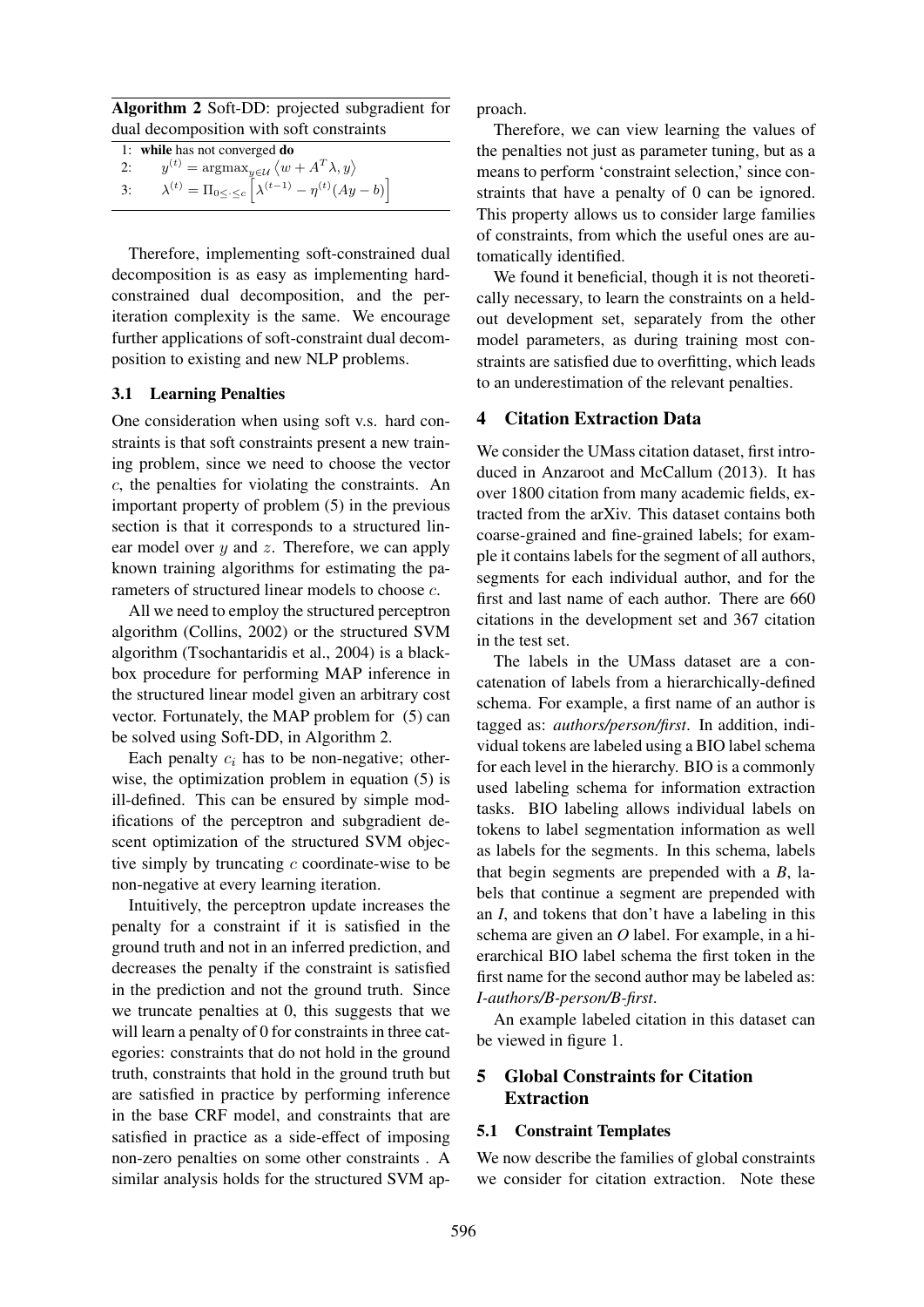**Algorithm 2** Soft-DD: projected subgradient for dual decomposition with soft constraints

```
1: while has not converged do
2:     y^(t) = argmax_{y∈U} ⟨w + A^T λ, y⟩
3:     λ^(t) = Π_{0≤·≤c} [λ^(t−1) − η^(t)(Ay − b)]
```

1: **while** has not converged **do**

2: $y^{(t)} = \text{argmax}_{y \in \mathcal{U}} \left\langle w + A^T\lambda, y \right\rangle$

3: $\lambda^{(t)} = \Pi_{0 \leq \cdot \leq c} \left[ \lambda^{(t-1)} - \eta^{(t)}(Ay - b) \right]$

Therefore, implementing soft-constrained dual decomposition is as easy as implementing hard-constrained dual decomposition, and the per-iteration complexity is the same. We encourage further applications of soft-constraint dual decomposition to existing and new NLP problems.

### 3.1 Learning Penalties

One consideration when using soft v.s. hard constraints is that soft constraints present a new training problem, since we need to choose the vector $c$, the penalties for violating the constraints. An important property of problem (5) in the previous section is that it corresponds to a structured linear model over $y$ and $z$. Therefore, we can apply known training algorithms for estimating the parameters of structured linear models to choose $c$.

All we need to employ the structured perceptron algorithm (Collins, 2002) or the structured SVM algorithm (Tsochantaridis et al., 2004) is a black-box procedure for performing MAP inference in the structured linear model given an arbitrary cost vector. Fortunately, the MAP problem for (5) can be solved using Soft-DD, in Algorithm 2.

Each penalty $c_i$ has to be non-negative; otherwise, the optimization problem in equation (5) is ill-defined. This can be ensured by simple modifications of the perceptron and subgradient descent optimization of the structured SVM objective simply by truncating $c$ coordinate-wise to be non-negative at every learning iteration.

Intuitively, the perceptron update increases the penalty for a constraint if it is satisfied in the ground truth and not in an inferred prediction, and decreases the penalty if the constraint is satisfied in the prediction and not the ground truth. Since we truncate penalties at 0, this suggests that we will learn a penalty of 0 for constraints in three categories: constraints that do not hold in the ground truth, constraints that hold in the ground truth but are satisfied in practice by performing inference in the base CRF model, and constraints that are satisfied in practice as a side-effect of imposing non-zero penalties on some other constraints . A similar analysis holds for the structured SVM approach.

Therefore, we can view learning the values of the penalties not just as parameter tuning, but as a means to perform 'constraint selection,' since constraints that have a penalty of 0 can be ignored. This property allows us to consider large families of constraints, from which the useful ones are automatically identified.

We found it beneficial, though it is not theoretically necessary, to learn the constraints on a held-out development set, separately from the other model parameters, as during training most constraints are satisfied due to overfitting, which leads to an underestimation of the relevant penalties.

## 4 Citation Extraction Data

We consider the UMass citation dataset, first introduced in Anzaroot and McCallum (2013). It has over 1800 citation from many academic fields, extracted from the arXiv. This dataset contains both coarse-grained and fine-grained labels; for example it contains labels for the segment of all authors, segments for each individual author, and for the first and last name of each author. There are 660 citations in the development set and 367 citation in the test set.

The labels in the UMass dataset are a concatenation of labels from a hierarchically-defined schema. For example, a first name of an author is tagged as: *authors/person/first*. In addition, individual tokens are labeled using a BIO label schema for each level in the hierarchy. BIO is a commonly used labeling schema for information extraction tasks. BIO labeling allows individual labels on tokens to label segmentation information as well as labels for the segments. In this schema, labels that begin segments are prepended with a *B*, labels that continue a segment are prepended with an *I*, and tokens that don't have a labeling in this schema are given an *O* label. For example, in a hierarchical BIO label schema the first token in the first name for the second author may be labeled as: *I-authors/B-person/B-first*.

An example labeled citation in this dataset can be viewed in figure 1.

## 5 Global Constraints for Citation Extraction

### 5.1 Constraint Templates

We now describe the families of global constraints we consider for citation extraction. Note these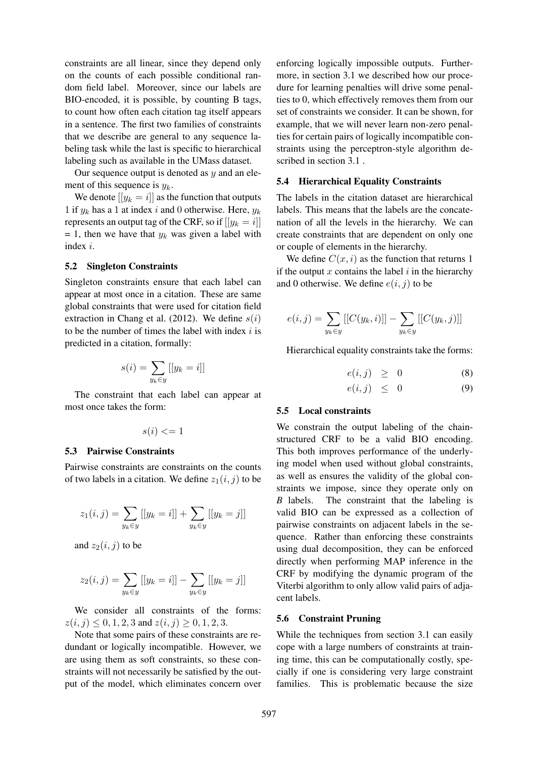constraints are all linear, since they depend only on the counts of each possible conditional random field label. Moreover, since our labels are BIO-encoded, it is possible, by counting B tags, to count how often each citation tag itself appears in a sentence. The first two families of constraints that we describe are general to any sequence labeling task while the last is specific to hierarchical labeling such as available in the UMass dataset.

Our sequence output is denoted as $y$ and an element of this sequence is $y_k$.

We denote $[[y_k = i]]$ as the function that outputs 1 if $y_k$ has a 1 at index $i$ and 0 otherwise. Here, $y_k$ represents an output tag of the CRF, so if $[[y_k = i]]$ = 1, then we have that $y_k$ was given a label with index $i$.

### 5.2 Singleton Constraints

Singleton constraints ensure that each label can appear at most once in a citation. These are same global constraints that were used for citation field extraction in Chang et al. (2012). We define $s(i)$ to be the number of times the label with index $i$ is predicted in a citation, formally:

$$s(i) = \sum_{y_k \in y} [[y_k = i]]$$

The constraint that each label can appear at most once takes the form:

$$s(i) <= 1$$

### 5.3 Pairwise Constraints

Pairwise constraints are constraints on the counts of two labels in a citation. We define $z_1(i, j)$ to be

$$z_1(i, j) = \sum_{y_k \in y} [[y_k = i]] + \sum_{y_k \in y} [[y_k = j]]$$

and $z_2(i, j)$ to be

$$z_2(i, j) = \sum_{y_k \in y} [[y_k = i]] - \sum_{y_k \in y} [[y_k = j]]$$

We consider all constraints of the forms: $z(i, j) \leq 0, 1, 2, 3$ and $z(i, j) \geq 0, 1, 2, 3$.

Note that some pairs of these constraints are redundant or logically incompatible. However, we are using them as soft constraints, so these constraints will not necessarily be satisfied by the output of the model, which eliminates concern over enforcing logically impossible outputs. Furthermore, in section 3.1 we described how our procedure for learning penalties will drive some penalties to 0, which effectively removes them from our set of constraints we consider. It can be shown, for example, that we will never learn non-zero penalties for certain pairs of logically incompatible constraints using the perceptron-style algorithm described in section 3.1 .

### 5.4 Hierarchical Equality Constraints

The labels in the citation dataset are hierarchical labels. This means that the labels are the concatenation of all the levels in the hierarchy. We can create constraints that are dependent on only one or couple of elements in the hierarchy.

We define $C(x, i)$ as the function that returns 1 if the output $x$ contains the label $i$ in the hierarchy and 0 otherwise. We define $e(i, j)$ to be

$$e(i, j) = \sum_{y_k \in y} [[C(y_k, i)]] - \sum_{y_k \in y} [[C(y_k, j)]]$$

Hierarchical equality constraints take the forms:

$$e(i, j) \geq 0 \quad (8)$$

$$e(i, j) \leq 0 \quad (9)$$

### 5.5 Local constraints

We constrain the output labeling of the chain-structured CRF to be a valid BIO encoding. This both improves performance of the underlying model when used without global constraints, as well as ensures the validity of the global constraints we impose, since they operate only on *B* labels. The constraint that the labeling is valid BIO can be expressed as a collection of pairwise constraints on adjacent labels in the sequence. Rather than enforcing these constraints using dual decomposition, they can be enforced directly when performing MAP inference in the CRF by modifying the dynamic program of the Viterbi algorithm to only allow valid pairs of adjacent labels.

### 5.6 Constraint Pruning

While the techniques from section 3.1 can easily cope with a large numbers of constraints at training time, this can be computationally costly, specially if one is considering very large constraint families. This is problematic because the size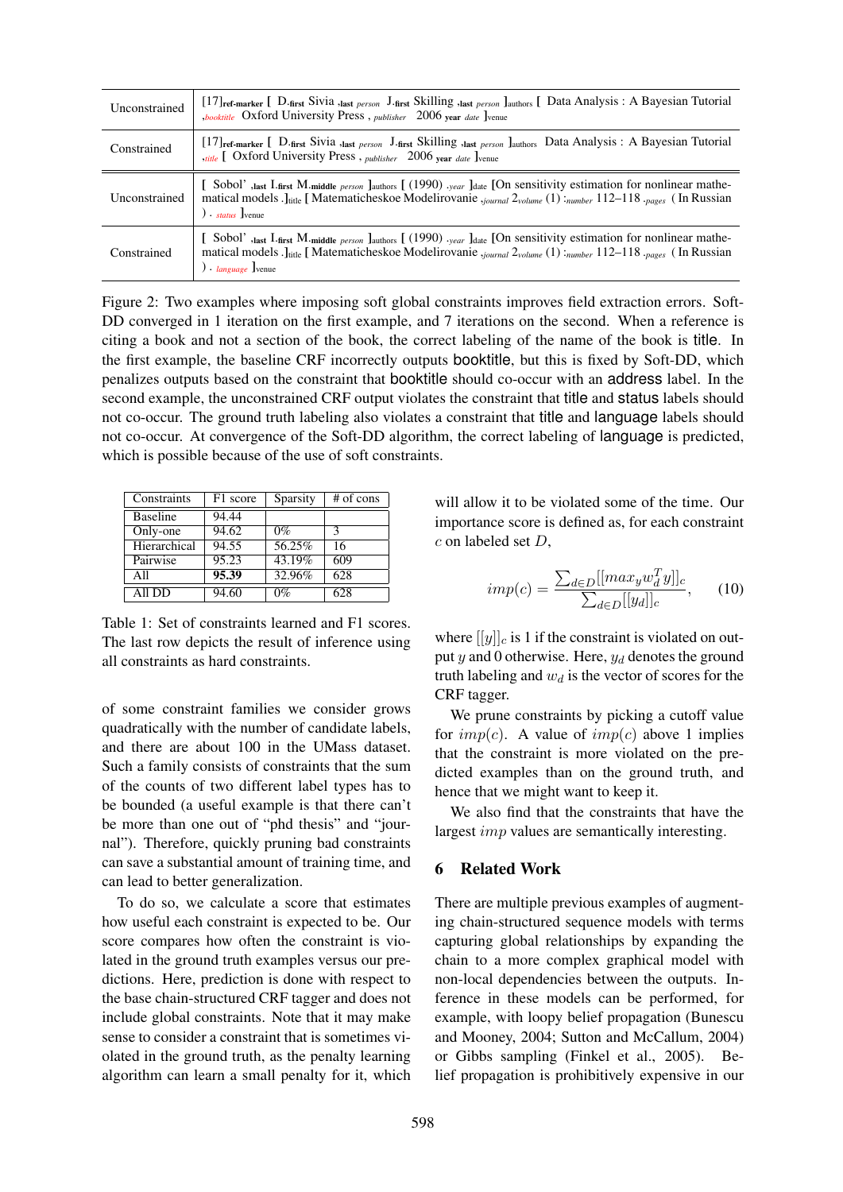| | |
|---|---|
| Unconstrained | [17]$_{\textbf{ref-marker}}$ [ D.$_{\textbf{first}}$ Sivia .$_{\textbf{last}}$ $_{person}$ J.$_{\textbf{first}}$ Skilling .$_{\textbf{last}}$ $_{person}$ ]$_{\text{authors}}$ [ Data Analysis : A Bayesian Tutorial ,$_{booktitle}$ Oxford University Press , $_{publisher}$ 2006 $_{\textbf{year}}$ $_{date}$ ]$_{\text{venue}}$ |
| Constrained | [17]$_{\textbf{ref-marker}}$ [ D.$_{\textbf{first}}$ Sivia .$_{\textbf{last}}$ $_{person}$ J.$_{\textbf{first}}$ Skilling .$_{\textbf{last}}$ $_{person}$ ]$_{\text{authors}}$ Data Analysis : A Bayesian Tutorial ,$_{title}$ [ Oxford University Press , $_{publisher}$ 2006 $_{\textbf{year}}$ $_{date}$ ]$_{\text{venue}}$ |
| Unconstrained | [ Sobol' ,$_{\textbf{last}}$ I.$_{\textbf{first}}$ M.$_{\textbf{middle}}$ $_{person}$ ]$_{\text{authors}}$ [ (1990) .$_{year}$ ]$_{\text{date}}$ [On sensitivity estimation for nonlinear mathematical models .]$_{\text{title}}$ [ Matematicheskoe Modelirovanie ,$_{journal}$ 2$_{volume}$ (1) :$_{number}$ 112–118 .$_{pages}$ ( In Russian ) . $_{status}$ ]$_{\text{venue}}$ |
| Constrained | [ Sobol' ,$_{\textbf{last}}$ I.$_{\textbf{first}}$ M.$_{\textbf{middle}}$ $_{person}$ ]$_{\text{authors}}$ [ (1990) .$_{year}$ ]$_{\text{date}}$ [On sensitivity estimation for nonlinear mathematical models .]$_{\text{title}}$ [ Matematicheskoe Modelirovanie ,$_{journal}$ 2$_{volume}$ (1) :$_{number}$ 112–118 .$_{pages}$ ( In Russian ) . $_{language}$ ]$_{\text{venue}}$ |

Figure 2: Two examples where imposing soft global constraints improves field extraction errors. Soft-DD converged in 1 iteration on the first example, and 7 iterations on the second. When a reference is citing a book and not a section of the book, the correct labeling of the name of the book is title. In the first example, the baseline CRF incorrectly outputs booktitle, but this is fixed by Soft-DD, which penalizes outputs based on the constraint that booktitle should co-occur with an address label. In the second example, the unconstrained CRF output violates the constraint that title and status labels should not co-occur. The ground truth labeling also violates a constraint that title and language labels should not co-occur. At convergence of the Soft-DD algorithm, the correct labeling of language is predicted, which is possible because of the use of soft constraints.

| Constraints | F1 score | Sparsity | # of cons |
|---|---|---|---|
| Baseline | 94.44 | | |
| Only-one | 94.62 | 0% | 3 |
| Hierarchical | 94.55 | 56.25% | 16 |
| Pairwise | 95.23 | 43.19% | 609 |
| All | **95.39** | 32.96% | 628 |
| All DD | 94.60 | 0% | 628 |

Table 1: Set of constraints learned and F1 scores. The last row depicts the result of inference using all constraints as hard constraints.

of some constraint families we consider grows quadratically with the number of candidate labels, and there are about 100 in the UMass dataset. Such a family consists of constraints that the sum of the counts of two different label types has to be bounded (a useful example is that there can't be more than one out of "phd thesis" and "journal"). Therefore, quickly pruning bad constraints can save a substantial amount of training time, and can lead to better generalization.

To do so, we calculate a score that estimates how useful each constraint is expected to be. Our score compares how often the constraint is violated in the ground truth examples versus our predictions. Here, prediction is done with respect to the base chain-structured CRF tagger and does not include global constraints. Note that it may make sense to consider a constraint that is sometimes violated in the ground truth, as the penalty learning algorithm can learn a small penalty for it, which will allow it to be violated some of the time. Our importance score is defined as, for each constraint $c$ on labeled set $D$,

$$imp(c) = \frac{\sum_{d \in D} [[max_y w_d^T y]]_c}{\sum_{d \in D} [[y_d]]_c}, \qquad (10)$$

where $[[y]]_c$ is 1 if the constraint is violated on output $y$ and 0 otherwise. Here, $y_d$ denotes the ground truth labeling and $w_d$ is the vector of scores for the CRF tagger.

We prune constraints by picking a cutoff value for $imp(c)$. A value of $imp(c)$ above 1 implies that the constraint is more violated on the predicted examples than on the ground truth, and hence that we might want to keep it.

We also find that the constraints that have the largest $imp$ values are semantically interesting.

## 6 Related Work

There are multiple previous examples of augmenting chain-structured sequence models with terms capturing global relationships by expanding the chain to a more complex graphical model with non-local dependencies between the outputs. Inference in these models can be performed, for example, with loopy belief propagation (Bunescu and Mooney, 2004; Sutton and McCallum, 2004) or Gibbs sampling (Finkel et al., 2005). Belief propagation is prohibitively expensive in our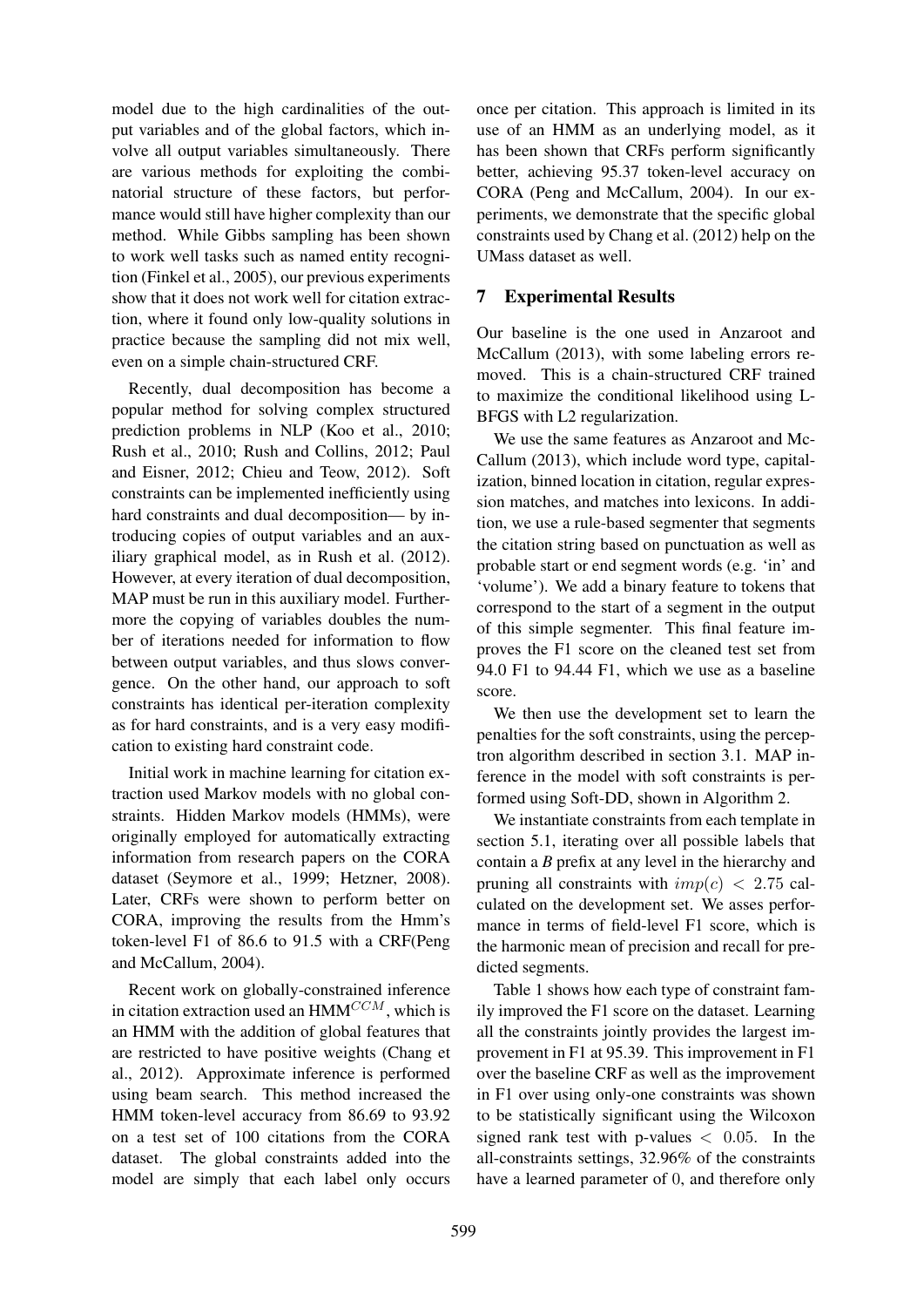model due to the high cardinalities of the output variables and of the global factors, which involve all output variables simultaneously. There are various methods for exploiting the combinatorial structure of these factors, but performance would still have higher complexity than our method. While Gibbs sampling has been shown to work well tasks such as named entity recognition (Finkel et al., 2005), our previous experiments show that it does not work well for citation extraction, where it found only low-quality solutions in practice because the sampling did not mix well, even on a simple chain-structured CRF.

Recently, dual decomposition has become a popular method for solving complex structured prediction problems in NLP (Koo et al., 2010; Rush et al., 2010; Rush and Collins, 2012; Paul and Eisner, 2012; Chieu and Teow, 2012). Soft constraints can be implemented inefficiently using hard constraints and dual decomposition— by introducing copies of output variables and an auxiliary graphical model, as in Rush et al. (2012). However, at every iteration of dual decomposition, MAP must be run in this auxiliary model. Furthermore the copying of variables doubles the number of iterations needed for information to flow between output variables, and thus slows convergence. On the other hand, our approach to soft constraints has identical per-iteration complexity as for hard constraints, and is a very easy modification to existing hard constraint code.

Initial work in machine learning for citation extraction used Markov models with no global constraints. Hidden Markov models (HMMs), were originally employed for automatically extracting information from research papers on the CORA dataset (Seymore et al., 1999; Hetzner, 2008). Later, CRFs were shown to perform better on CORA, improving the results from the Hmm's token-level F1 of 86.6 to 91.5 with a CRF(Peng and McCallum, 2004).

Recent work on globally-constrained inference in citation extraction used an HMM$^{CCM}$, which is an HMM with the addition of global features that are restricted to have positive weights (Chang et al., 2012). Approximate inference is performed using beam search. This method increased the HMM token-level accuracy from 86.69 to 93.92 on a test set of 100 citations from the CORA dataset. The global constraints added into the model are simply that each label only occurs once per citation. This approach is limited in its use of an HMM as an underlying model, as it has been shown that CRFs perform significantly better, achieving 95.37 token-level accuracy on CORA (Peng and McCallum, 2004). In our experiments, we demonstrate that the specific global constraints used by Chang et al. (2012) help on the UMass dataset as well.

## 7 Experimental Results

Our baseline is the one used in Anzaroot and McCallum (2013), with some labeling errors removed. This is a chain-structured CRF trained to maximize the conditional likelihood using L-BFGS with L2 regularization.

We use the same features as Anzaroot and McCallum (2013), which include word type, capitalization, binned location in citation, regular expression matches, and matches into lexicons. In addition, we use a rule-based segmenter that segments the citation string based on punctuation as well as probable start or end segment words (e.g. 'in' and 'volume'). We add a binary feature to tokens that correspond to the start of a segment in the output of this simple segmenter. This final feature improves the F1 score on the cleaned test set from 94.0 F1 to 94.44 F1, which we use as a baseline score.

We then use the development set to learn the penalties for the soft constraints, using the perceptron algorithm described in section 3.1. MAP inference in the model with soft constraints is performed using Soft-DD, shown in Algorithm 2.

We instantiate constraints from each template in section 5.1, iterating over all possible labels that contain a *B* prefix at any level in the hierarchy and pruning all constraints with $imp(c) < 2.75$ calculated on the development set. We asses performance in terms of field-level F1 score, which is the harmonic mean of precision and recall for predicted segments.

Table 1 shows how each type of constraint family improved the F1 score on the dataset. Learning all the constraints jointly provides the largest improvement in F1 at 95.39. This improvement in F1 over the baseline CRF as well as the improvement in F1 over using only-one constraints was shown to be statistically significant using the Wilcoxon signed rank test with p-values $< 0.05$. In the all-constraints settings, 32.96% of the constraints have a learned parameter of $0$, and therefore only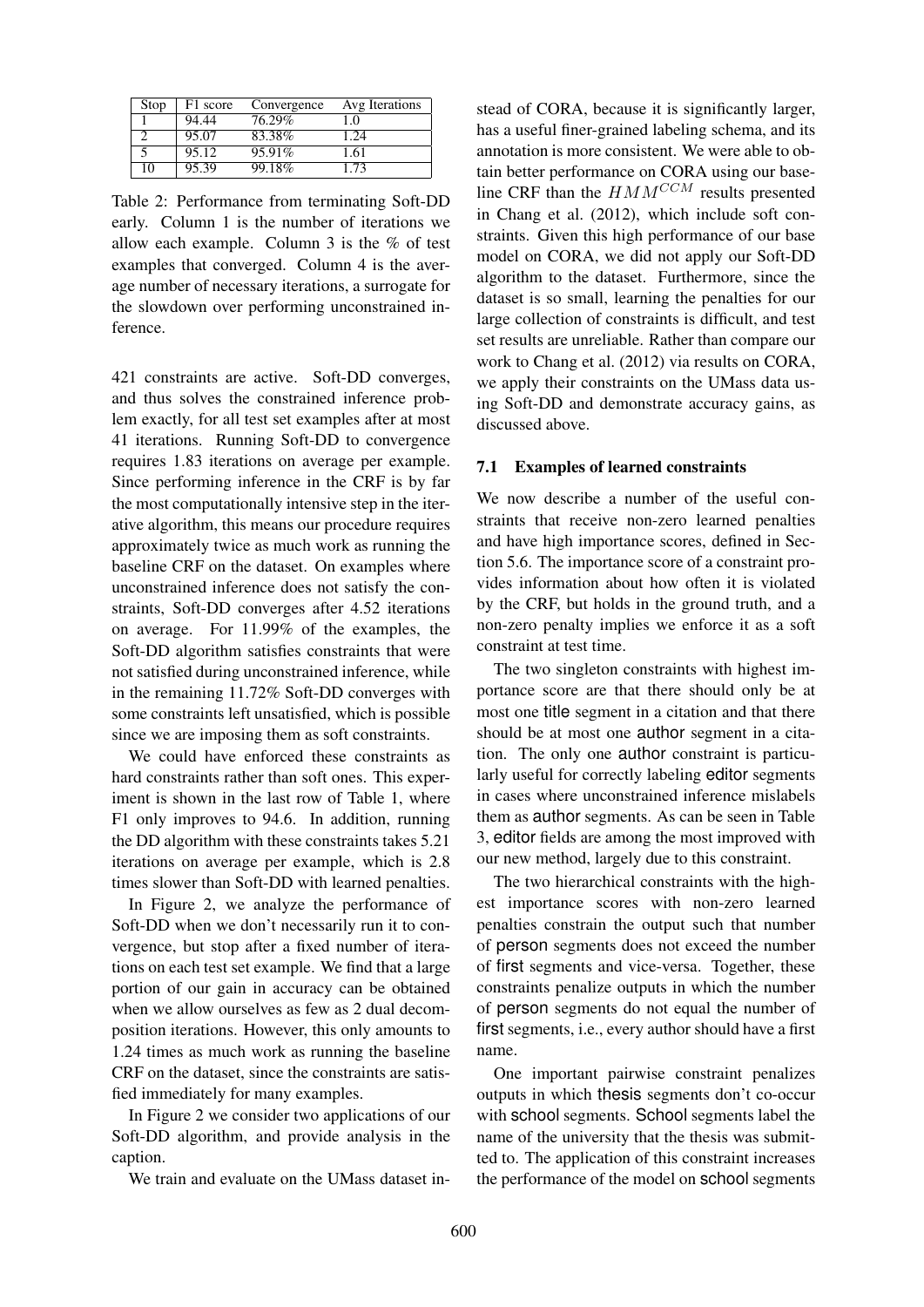| Stop | F1 score | Convergence | Avg Iterations |
|---|---|---|---|
| 1 | 94.44 | 76.29% | 1.0 |
| 2 | 95.07 | 83.38% | 1.24 |
| 5 | 95.12 | 95.91% | 1.61 |
| 10 | 95.39 | 99.18% | 1.73 |

Table 2: Performance from terminating Soft-DD early. Column 1 is the number of iterations we allow each example. Column 3 is the % of test examples that converged. Column 4 is the average number of necessary iterations, a surrogate for the slowdown over performing unconstrained inference.

421 constraints are active. Soft-DD converges, and thus solves the constrained inference problem exactly, for all test set examples after at most 41 iterations. Running Soft-DD to convergence requires 1.83 iterations on average per example. Since performing inference in the CRF is by far the most computationally intensive step in the iterative algorithm, this means our procedure requires approximately twice as much work as running the baseline CRF on the dataset. On examples where unconstrained inference does not satisfy the constraints, Soft-DD converges after 4.52 iterations on average. For 11.99% of the examples, the Soft-DD algorithm satisfies constraints that were not satisfied during unconstrained inference, while in the remaining 11.72% Soft-DD converges with some constraints left unsatisfied, which is possible since we are imposing them as soft constraints.

We could have enforced these constraints as hard constraints rather than soft ones. This experiment is shown in the last row of Table 1, where F1 only improves to 94.6. In addition, running the DD algorithm with these constraints takes 5.21 iterations on average per example, which is 2.8 times slower than Soft-DD with learned penalties.

In Figure 2, we analyze the performance of Soft-DD when we don't necessarily run it to convergence, but stop after a fixed number of iterations on each test set example. We find that a large portion of our gain in accuracy can be obtained when we allow ourselves as few as 2 dual decomposition iterations. However, this only amounts to 1.24 times as much work as running the baseline CRF on the dataset, since the constraints are satisfied immediately for many examples.

In Figure 2 we consider two applications of our Soft-DD algorithm, and provide analysis in the caption.

We train and evaluate on the UMass dataset instead of CORA, because it is significantly larger, has a useful finer-grained labeling schema, and its annotation is more consistent. We were able to obtain better performance on CORA using our baseline CRF than the $HMM^{CCM}$ results presented in Chang et al. (2012), which include soft constraints. Given this high performance of our base model on CORA, we did not apply our Soft-DD algorithm to the dataset. Furthermore, since the dataset is so small, learning the penalties for our large collection of constraints is difficult, and test set results are unreliable. Rather than compare our work to Chang et al. (2012) via results on CORA, we apply their constraints on the UMass data using Soft-DD and demonstrate accuracy gains, as discussed above.

### 7.1 Examples of learned constraints

We now describe a number of the useful constraints that receive non-zero learned penalties and have high importance scores, defined in Section 5.6. The importance score of a constraint provides information about how often it is violated by the CRF, but holds in the ground truth, and a non-zero penalty implies we enforce it as a soft constraint at test time.

The two singleton constraints with highest importance score are that there should only be at most one title segment in a citation and that there should be at most one author segment in a citation. The only one author constraint is particularly useful for correctly labeling editor segments in cases where unconstrained inference mislabels them as author segments. As can be seen in Table 3, editor fields are among the most improved with our new method, largely due to this constraint.

The two hierarchical constraints with the highest importance scores with non-zero learned penalties constrain the output such that number of person segments does not exceed the number of first segments and vice-versa. Together, these constraints penalize outputs in which the number of person segments do not equal the number of first segments, i.e., every author should have a first name.

One important pairwise constraint penalizes outputs in which thesis segments don't co-occur with school segments. School segments label the name of the university that the thesis was submitted to. The application of this constraint increases the performance of the model on school segments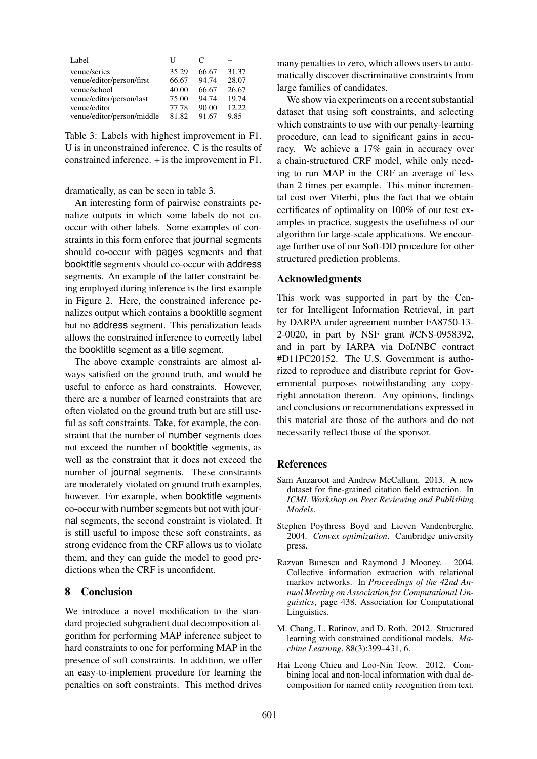| Label | U | C | + |
|---|---|---|---|
| venue/series | 35.29 | 66.67 | 31.37 |
| venue/editor/person/first | 66.67 | 94.74 | 28.07 |
| venue/school | 40.00 | 66.67 | 26.67 |
| venue/editor/person/last | 75.00 | 94.74 | 19.74 |
| venue/editor | 77.78 | 90.00 | 12.22 |
| venue/editor/person/middle | 81.82 | 91.67 | 9.85 |

Table 3: Labels with highest improvement in F1. U is in unconstrained inference. C is the results of constrained inference. + is the improvement in F1.

dramatically, as can be seen in table 3.

An interesting form of pairwise constraints penalize outputs in which some labels do not co-occur with other labels. Some examples of constraints in this form enforce that journal segments should co-occur with pages segments and that booktitle segments should co-occur with address segments. An example of the latter constraint being employed during inference is the first example in Figure 2. Here, the constrained inference penalizes output which contains a booktitle segment but no address segment. This penalization leads allows the constrained inference to correctly label the booktitle segment as a title segment.

The above example constraints are almost always satisfied on the ground truth, and would be useful to enforce as hard constraints. However, there are a number of learned constraints that are often violated on the ground truth but are still useful as soft constraints. Take, for example, the constraint that the number of number segments does not exceed the number of booktitle segments, as well as the constraint that it does not exceed the number of journal segments. These constraints are moderately violated on ground truth examples, however. For example, when booktitle segments co-occur with number segments but not with journal segments, the second constraint is violated. It is still useful to impose these soft constraints, as strong evidence from the CRF allows us to violate them, and they can guide the model to good predictions when the CRF is unconfident.

## 8 Conclusion

We introduce a novel modification to the standard projected subgradient dual decomposition algorithm for performing MAP inference subject to hard constraints to one for performing MAP in the presence of soft constraints. In addition, we offer an easy-to-implement procedure for learning the penalties on soft constraints. This method drives many penalties to zero, which allows users to automatically discover discriminative constraints from large families of candidates.

We show via experiments on a recent substantial dataset that using soft constraints, and selecting which constraints to use with our penalty-learning procedure, can lead to significant gains in accuracy. We achieve a 17% gain in accuracy over a chain-structured CRF model, while only needing to run MAP in the CRF an average of less than 2 times per example. This minor incremental cost over Viterbi, plus the fact that we obtain certificates of optimality on 100% of our test examples in practice, suggests the usefulness of our algorithm for large-scale applications. We encourage further use of our Soft-DD procedure for other structured prediction problems.

## Acknowledgments

This work was supported in part by the Center for Intelligent Information Retrieval, in part by DARPA under agreement number FA8750-13-2-0020, in part by NSF grant #CNS-0958392, and in part by IARPA via DoI/NBC contract #D11PC20152. The U.S. Government is authorized to reproduce and distribute reprint for Governmental purposes notwithstanding any copyright annotation thereon. Any opinions, findings and conclusions or recommendations expressed in this material are those of the authors and do not necessarily reflect those of the sponsor.

## References

Sam Anzaroot and Andrew McCallum. 2013. A new dataset for fine-grained citation field extraction. In *ICML Workshop on Peer Reviewing and Publishing Models*.

Stephen Poythress Boyd and Lieven Vandenberghe. 2004. *Convex optimization*. Cambridge university press.

Razvan Bunescu and Raymond J Mooney. 2004. Collective information extraction with relational markov networks. In *Proceedings of the 42nd Annual Meeting on Association for Computational Linguistics*, page 438. Association for Computational Linguistics.

M. Chang, L. Ratinov, and D. Roth. 2012. Structured learning with constrained conditional models. *Machine Learning*, 88(3):399–431, 6.

Hai Leong Chieu and Loo-Nin Teow. 2012. Combining local and non-local information with dual decomposition for named entity recognition from text.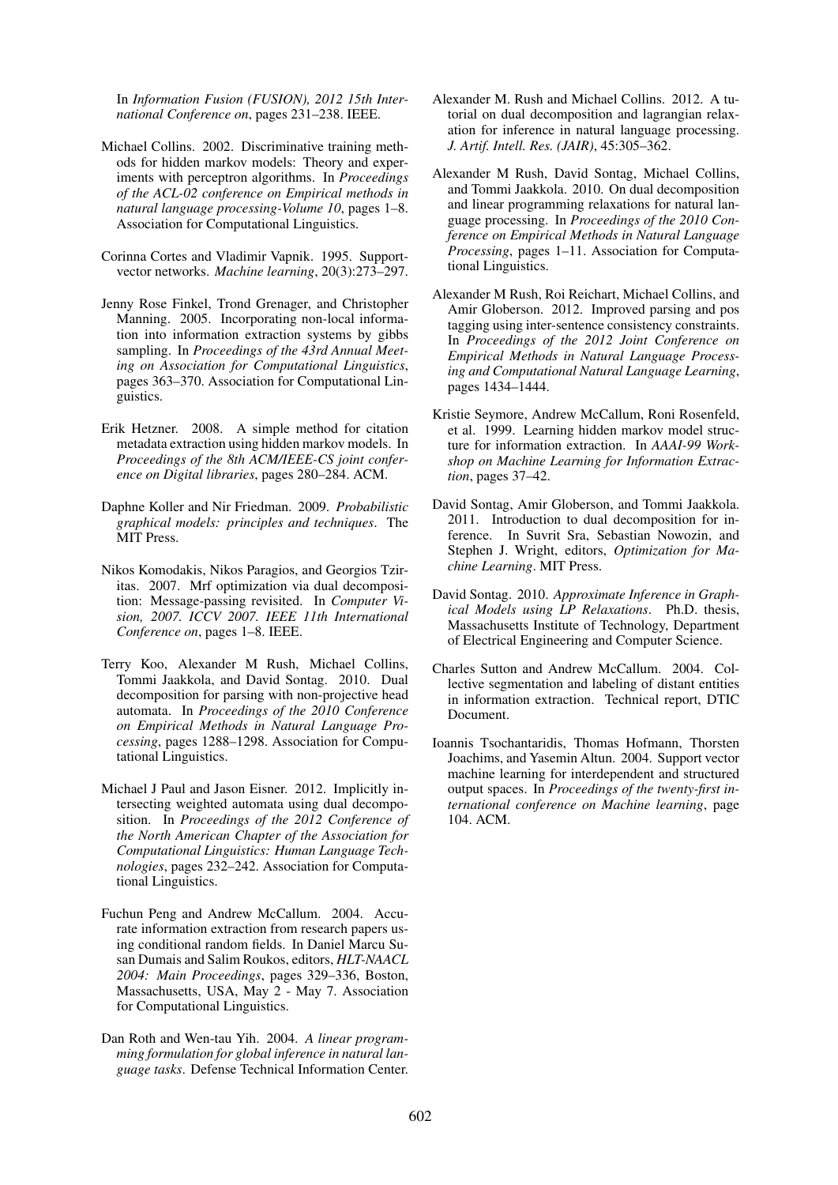In *Information Fusion (FUSION), 2012 15th International Conference on*, pages 231–238. IEEE.

Michael Collins. 2002. Discriminative training methods for hidden markov models: Theory and experiments with perceptron algorithms. In *Proceedings of the ACL-02 conference on Empirical methods in natural language processing-Volume 10*, pages 1–8. Association for Computational Linguistics.

Corinna Cortes and Vladimir Vapnik. 1995. Support-vector networks. *Machine learning*, 20(3):273–297.

Jenny Rose Finkel, Trond Grenager, and Christopher Manning. 2005. Incorporating non-local information into information extraction systems by gibbs sampling. In *Proceedings of the 43rd Annual Meeting on Association for Computational Linguistics*, pages 363–370. Association for Computational Linguistics.

Erik Hetzner. 2008. A simple method for citation metadata extraction using hidden markov models. In *Proceedings of the 8th ACM/IEEE-CS joint conference on Digital libraries*, pages 280–284. ACM.

Daphne Koller and Nir Friedman. 2009. *Probabilistic graphical models: principles and techniques*. The MIT Press.

Nikos Komodakis, Nikos Paragios, and Georgios Tziritas. 2007. Mrf optimization via dual decomposition: Message-passing revisited. In *Computer Vision, 2007. ICCV 2007. IEEE 11th International Conference on*, pages 1–8. IEEE.

Terry Koo, Alexander M Rush, Michael Collins, Tommi Jaakkola, and David Sontag. 2010. Dual decomposition for parsing with non-projective head automata. In *Proceedings of the 2010 Conference on Empirical Methods in Natural Language Processing*, pages 1288–1298. Association for Computational Linguistics.

Michael J Paul and Jason Eisner. 2012. Implicitly intersecting weighted automata using dual decomposition. In *Proceedings of the 2012 Conference of the North American Chapter of the Association for Computational Linguistics: Human Language Technologies*, pages 232–242. Association for Computational Linguistics.

Fuchun Peng and Andrew McCallum. 2004. Accurate information extraction from research papers using conditional random fields. In Daniel Marcu Susan Dumais and Salim Roukos, editors, *HLT-NAACL 2004: Main Proceedings*, pages 329–336, Boston, Massachusetts, USA, May 2 - May 7. Association for Computational Linguistics.

Dan Roth and Wen-tau Yih. 2004. *A linear programming formulation for global inference in natural language tasks*. Defense Technical Information Center.

Alexander M. Rush and Michael Collins. 2012. A tutorial on dual decomposition and lagrangian relaxation for inference in natural language processing. *J. Artif. Intell. Res. (JAIR)*, 45:305–362.

Alexander M Rush, David Sontag, Michael Collins, and Tommi Jaakkola. 2010. On dual decomposition and linear programming relaxations for natural language processing. In *Proceedings of the 2010 Conference on Empirical Methods in Natural Language Processing*, pages 1–11. Association for Computational Linguistics.

Alexander M Rush, Roi Reichart, Michael Collins, and Amir Globerson. 2012. Improved parsing and pos tagging using inter-sentence consistency constraints. In *Proceedings of the 2012 Joint Conference on Empirical Methods in Natural Language Processing and Computational Natural Language Learning*, pages 1434–1444.

Kristie Seymore, Andrew McCallum, Roni Rosenfeld, et al. 1999. Learning hidden markov model structure for information extraction. In *AAAI-99 Workshop on Machine Learning for Information Extraction*, pages 37–42.

David Sontag, Amir Globerson, and Tommi Jaakkola. 2011. Introduction to dual decomposition for inference. In Suvrit Sra, Sebastian Nowozin, and Stephen J. Wright, editors, *Optimization for Machine Learning*. MIT Press.

David Sontag. 2010. *Approximate Inference in Graphical Models using LP Relaxations*. Ph.D. thesis, Massachusetts Institute of Technology, Department of Electrical Engineering and Computer Science.

Charles Sutton and Andrew McCallum. 2004. Collective segmentation and labeling of distant entities in information extraction. Technical report, DTIC Document.

Ioannis Tsochantaridis, Thomas Hofmann, Thorsten Joachims, and Yasemin Altun. 2004. Support vector machine learning for interdependent and structured output spaces. In *Proceedings of the twenty-first international conference on Machine learning*, page 104. ACM.